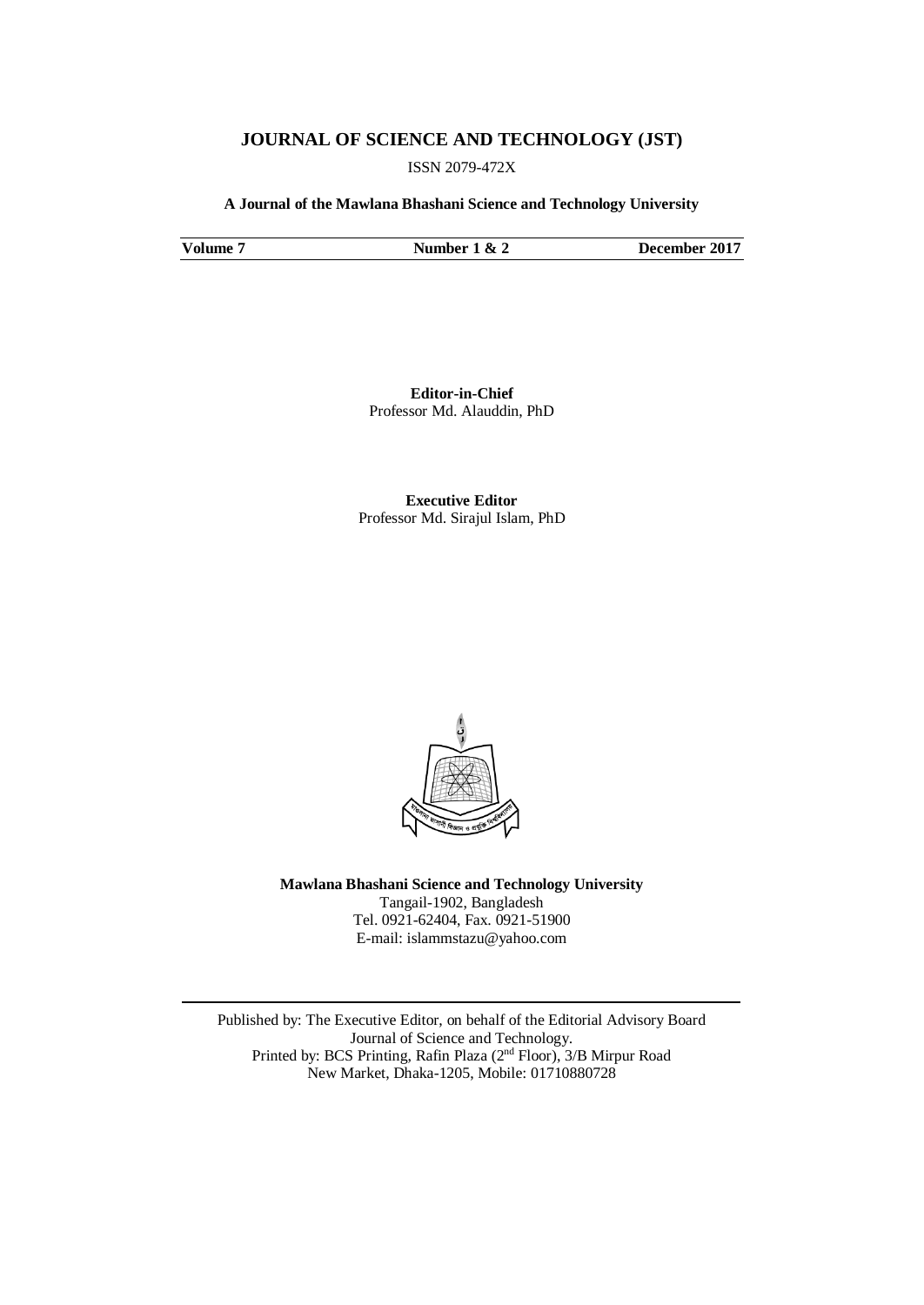# JOURNAL OF SCIENCE AND TECHNOLOGY (JST)

ISSN 2079-472X

**A Journal of the Mawlana Bhashani Science and Technology University**

| **Volume 7** | **Number 1 & 2** | **December 2017** |
|---|---|---|

**Editor-in-Chief**
Professor Md. Alauddin, PhD

**Executive Editor**
Professor Md. Sirajul Islam, PhD

**Mawlana Bhashani Science and Technology University**
Tangail-1902, Bangladesh
Tel. 0921-62404, Fax. 0921-51900
E-mail: islammstazu@yahoo.com

---

Published by: The Executive Editor, on behalf of the Editorial Advisory Board
Journal of Science and Technology.
Printed by: BCS Printing, Rafin Plaza (2nd Floor), 3/B Mirpur Road
New Market, Dhaka-1205, Mobile: 01710880728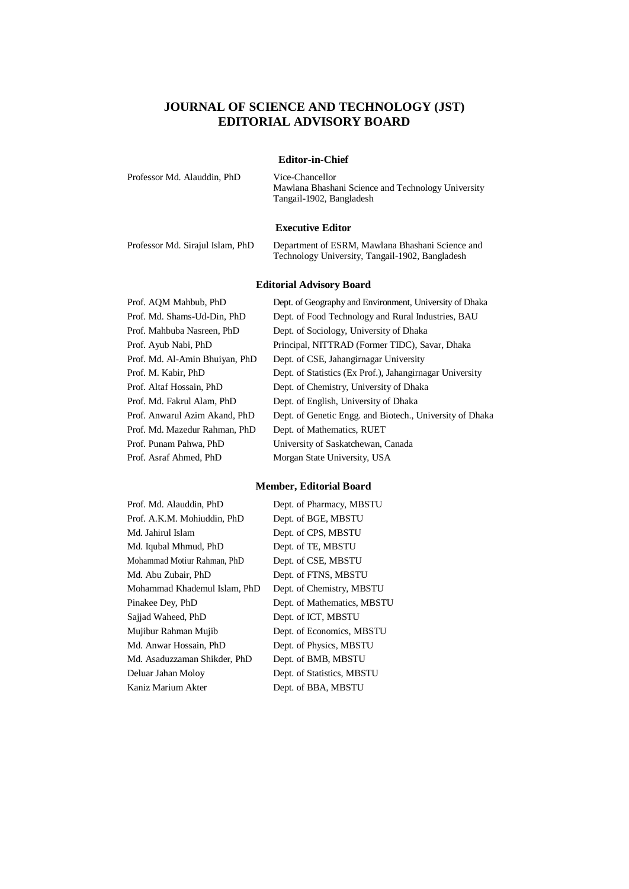# JOURNAL OF SCIENCE AND TECHNOLOGY (JST)
# EDITORIAL ADVISORY BOARD

### Editor-in-Chief

| | |
|---|---|
| Professor Md. Alauddin, PhD | Vice-Chancellor<br>Mawlana Bhashani Science and Technology University<br>Tangail-1902, Bangladesh |

### Executive Editor

| | |
|---|---|
| Professor Md. Sirajul Islam, PhD | Department of ESRM, Mawlana Bhashani Science and Technology University, Tangail-1902, Bangladesh |

### Editorial Advisory Board

| | |
|---|---|
| Prof. AQM Mahbub, PhD | Dept. of Geography and Environment, University of Dhaka |
| Prof. Md. Shams-Ud-Din, PhD | Dept. of Food Technology and Rural Industries, BAU |
| Prof. Mahbuba Nasreen, PhD | Dept. of Sociology, University of Dhaka |
| Prof. Ayub Nabi, PhD | Principal, NITTRAD (Former TIDC), Savar, Dhaka |
| Prof. Md. Al-Amin Bhuiyan, PhD | Dept. of CSE, Jahangirnagar University |
| Prof. M. Kabir, PhD | Dept. of Statistics (Ex Prof.), Jahangirnagar University |
| Prof. Altaf Hossain, PhD | Dept. of Chemistry, University of Dhaka |
| Prof. Md. Fakrul Alam, PhD | Dept. of English, University of Dhaka |
| Prof. Anwarul Azim Akand, PhD | Dept. of Genetic Engg. and Biotech., University of Dhaka |
| Prof. Md. Mazedur Rahman, PhD | Dept. of Mathematics, RUET |
| Prof. Punam Pahwa, PhD | University of Saskatchewan, Canada |
| Prof. Asraf Ahmed, PhD | Morgan State University, USA |

### Member, Editorial Board

| | |
|---|---|
| Prof. Md. Alauddin, PhD | Dept. of Pharmacy, MBSTU |
| Prof. A.K.M. Mohiuddin, PhD | Dept. of BGE, MBSTU |
| Md. Jahirul Islam | Dept. of CPS, MBSTU |
| Md. Iqubal Mhmud, PhD | Dept. of TE, MBSTU |
| Mohammad Motiur Rahman, PhD | Dept. of CSE, MBSTU |
| Md. Abu Zubair, PhD | Dept. of FTNS, MBSTU |
| Mohammad Khademul Islam, PhD | Dept. of Chemistry, MBSTU |
| Pinakee Dey, PhD | Dept. of Mathematics, MBSTU |
| Sajjad Waheed, PhD | Dept. of ICT, MBSTU |
| Mujibur Rahman Mujib | Dept. of Economics, MBSTU |
| Md. Anwar Hossain, PhD | Dept. of Physics, MBSTU |
| Md. Asaduzzaman Shikder, PhD | Dept. of BMB, MBSTU |
| Deluar Jahan Moloy | Dept. of Statistics, MBSTU |
| Kaniz Marium Akter | Dept. of BBA, MBSTU |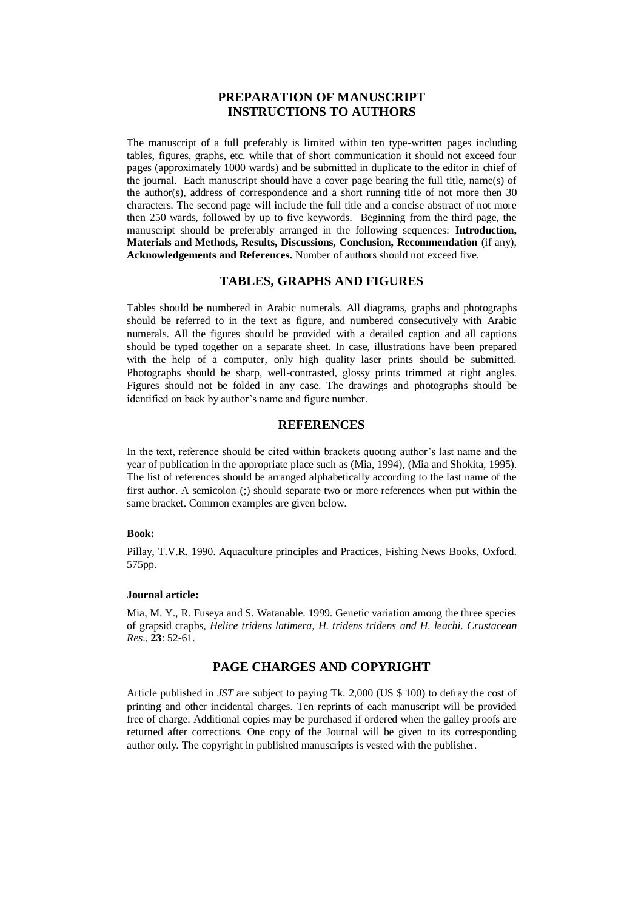## PREPARATION OF MANUSCRIPT
## INSTRUCTIONS TO AUTHORS

The manuscript of a full preferably is limited within ten type-written pages including tables, figures, graphs, etc. while that of short communication it should not exceed four pages (approximately 1000 wards) and be submitted in duplicate to the editor in chief of the journal. Each manuscript should have a cover page bearing the full title, name(s) of the author(s), address of correspondence and a short running title of not more then 30 characters. The second page will include the full title and a concise abstract of not more then 250 wards, followed by up to five keywords. Beginning from the third page, the manuscript should be preferably arranged in the following sequences: **Introduction, Materials and Methods, Results, Discussions, Conclusion, Recommendation** (if any), **Acknowledgements and References.** Number of authors should not exceed five.

## TABLES, GRAPHS AND FIGURES

Tables should be numbered in Arabic numerals. All diagrams, graphs and photographs should be referred to in the text as figure, and numbered consecutively with Arabic numerals. All the figures should be provided with a detailed caption and all captions should be typed together on a separate sheet. In case, illustrations have been prepared with the help of a computer, only high quality laser prints should be submitted. Photographs should be sharp, well-contrasted, glossy prints trimmed at right angles. Figures should not be folded in any case. The drawings and photographs should be identified on back by author's name and figure number.

## REFERENCES

In the text, reference should be cited within brackets quoting author's last name and the year of publication in the appropriate place such as (Mia, 1994), (Mia and Shokita, 1995). The list of references should be arranged alphabetically according to the last name of the first author. A semicolon (;) should separate two or more references when put within the same bracket. Common examples are given below.

**Book:**

Pillay, T.V.R. 1990. Aquaculture principles and Practices, Fishing News Books, Oxford. 575pp.

**Journal article:**

Mia, M. Y., R. Fuseya and S. Watanable. 1999. Genetic variation among the three species of grapsid crapbs, *Helice tridens latimera, H. tridens tridens and H. leachi. Crustacean Res*., **23**: 52-61.

## PAGE CHARGES AND COPYRIGHT

Article published in *JST* are subject to paying Tk. 2,000 (US $ 100) to defray the cost of printing and other incidental charges. Ten reprints of each manuscript will be provided free of charge. Additional copies may be purchased if ordered when the galley proofs are returned after corrections. One copy of the Journal will be given to its corresponding author only. The copyright in published manuscripts is vested with the publisher.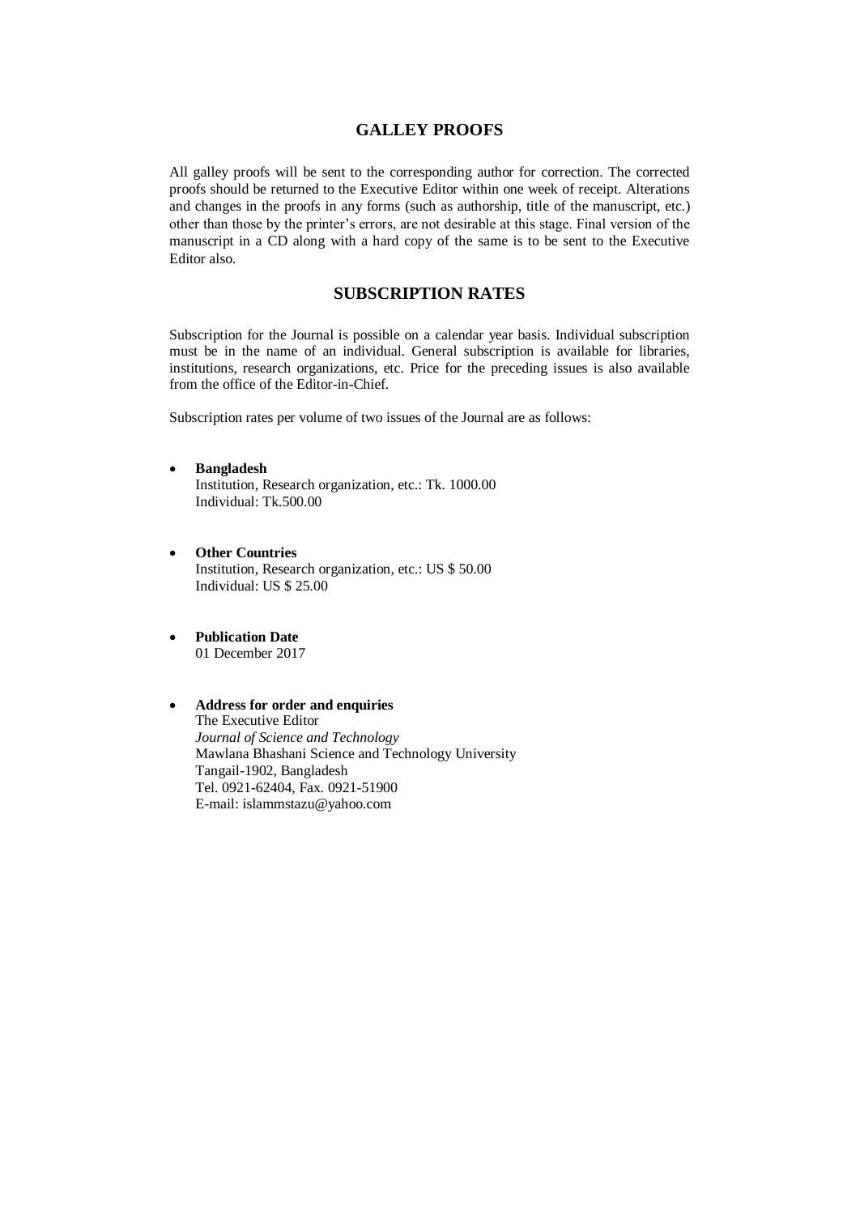## GALLEY PROOFS

All galley proofs will be sent to the corresponding author for correction. The corrected proofs should be returned to the Executive Editor within one week of receipt. Alterations and changes in the proofs in any forms (such as authorship, title of the manuscript, etc.) other than those by the printer's errors, are not desirable at this stage. Final version of the manuscript in a CD along with a hard copy of the same is to be sent to the Executive Editor also.

## SUBSCRIPTION RATES

Subscription for the Journal is possible on a calendar year basis. Individual subscription must be in the name of an individual. General subscription is available for libraries, institutions, research organizations, etc. Price for the preceding issues is also available from the office of the Editor-in-Chief.

Subscription rates per volume of two issues of the Journal are as follows:

- **Bangladesh**
  Institution, Research organization, etc.: Tk. 1000.00
  Individual: Tk.500.00

- **Other Countries**
  Institution, Research organization, etc.: US $ 50.00
  Individual: US $ 25.00

- **Publication Date**
  01 December 2017

- **Address for order and enquiries**
  The Executive Editor
  *Journal of Science and Technology*
  Mawlana Bhashani Science and Technology University
  Tangail-1902, Bangladesh
  Tel. 0921-62404, Fax. 0921-51900
  E-mail: islammstazu@yahoo.com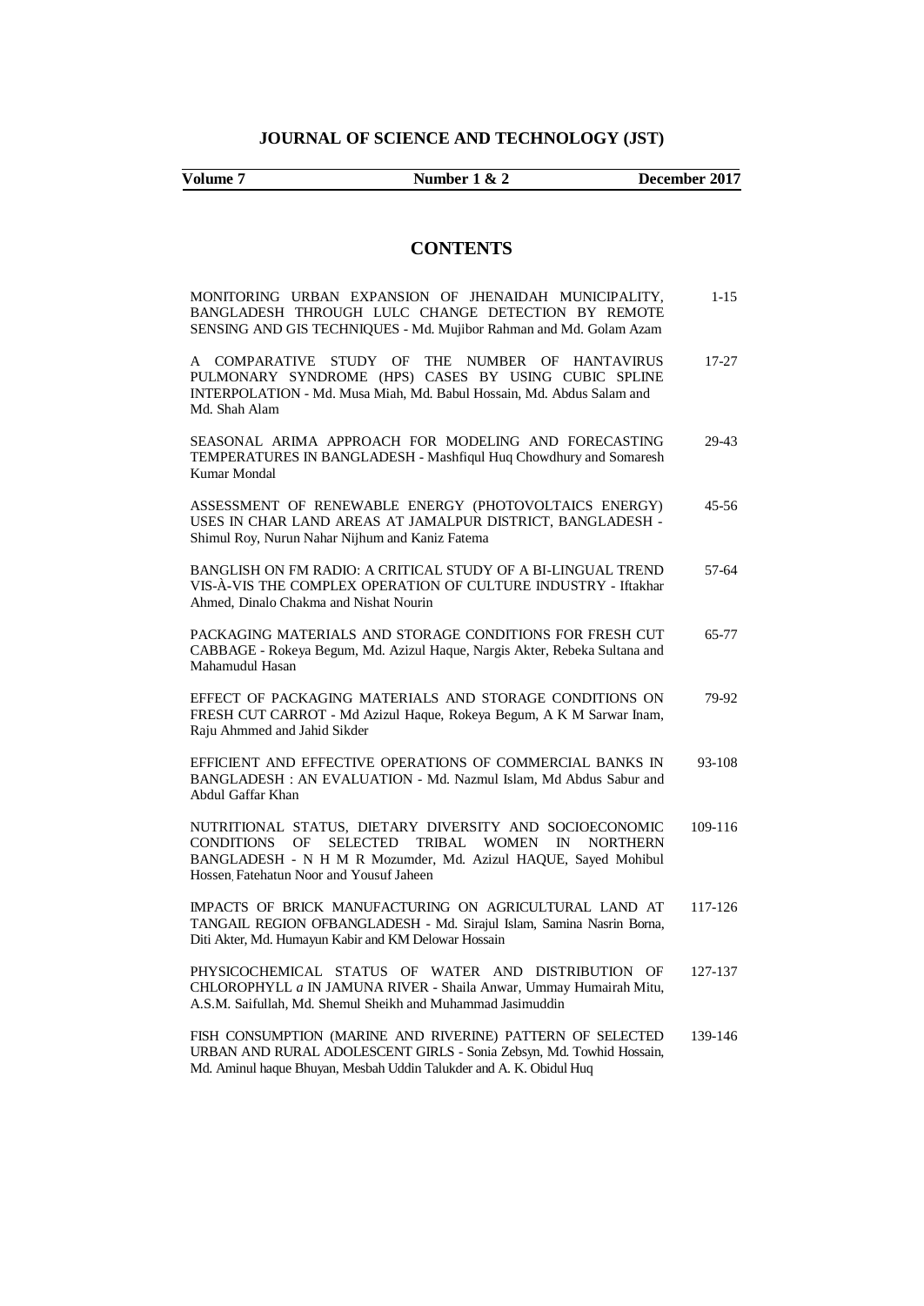# JOURNAL OF SCIENCE AND TECHNOLOGY (JST)

**Volume 7** **Number 1 & 2** **December 2017**

## CONTENTS

| | |
|---|---|
| MONITORING URBAN EXPANSION OF JHENAIDAH MUNICIPALITY, BANGLADESH THROUGH LULC CHANGE DETECTION BY REMOTE SENSING AND GIS TECHNIQUES - Md. Mujibor Rahman and Md. Golam Azam | 1-15 |
| A COMPARATIVE STUDY OF THE NUMBER OF HANTAVIRUS PULMONARY SYNDROME (HPS) CASES BY USING CUBIC SPLINE INTERPOLATION - Md. Musa Miah, Md. Babul Hossain, Md. Abdus Salam and Md. Shah Alam | 17-27 |
| SEASONAL ARIMA APPROACH FOR MODELING AND FORECASTING TEMPERATURES IN BANGLADESH - Mashfiqul Huq Chowdhury and Somaresh Kumar Mondal | 29-43 |
| ASSESSMENT OF RENEWABLE ENERGY (PHOTOVOLTAICS ENERGY) USES IN CHAR LAND AREAS AT JAMALPUR DISTRICT, BANGLADESH - Shimul Roy, Nurun Nahar Nijhum and Kaniz Fatema | 45-56 |
| BANGLISH ON FM RADIO: A CRITICAL STUDY OF A BI-LINGUAL TREND VIS-À-VIS THE COMPLEX OPERATION OF CULTURE INDUSTRY - Iftakhar Ahmed, Dinalo Chakma and Nishat Nourin | 57-64 |
| PACKAGING MATERIALS AND STORAGE CONDITIONS FOR FRESH CUT CABBAGE - Rokeya Begum, Md. Azizul Haque, Nargis Akter, Rebeka Sultana and Mahamudul Hasan | 65-77 |
| EFFECT OF PACKAGING MATERIALS AND STORAGE CONDITIONS ON FRESH CUT CARROT - Md Azizul Haque, Rokeya Begum, A K M Sarwar Inam, Raju Ahmmed and Jahid Sikder | 79-92 |
| EFFICIENT AND EFFECTIVE OPERATIONS OF COMMERCIAL BANKS IN BANGLADESH : AN EVALUATION - Md. Nazmul Islam, Md Abdus Sabur and Abdul Gaffar Khan | 93-108 |
| NUTRITIONAL STATUS, DIETARY DIVERSITY AND SOCIOECONOMIC CONDITIONS OF SELECTED TRIBAL WOMEN IN NORTHERN BANGLADESH - N H M R Mozumder, Md. Azizul HAQUE, Sayed Mohibul Hossen, Fatehatun Noor and Yousuf Jaheen | 109-116 |
| IMPACTS OF BRICK MANUFACTURING ON AGRICULTURAL LAND AT TANGAIL REGION OFBANGLADESH - Md. Sirajul Islam, Samina Nasrin Borna, Diti Akter, Md. Humayun Kabir and KM Delowar Hossain | 117-126 |
| PHYSICOCHEMICAL STATUS OF WATER AND DISTRIBUTION OF CHLOROPHYLL *a* IN JAMUNA RIVER - Shaila Anwar, Ummay Humairah Mitu, A.S.M. Saifullah, Md. Shemul Sheikh and Muhammad Jasimuddin | 127-137 |
| FISH CONSUMPTION (MARINE AND RIVERINE) PATTERN OF SELECTED URBAN AND RURAL ADOLESCENT GIRLS - Sonia Zebsyn, Md. Towhid Hossain, Md. Aminul haque Bhuyan, Mesbah Uddin Talukder and A. K. Obidul Huq | 139-146 |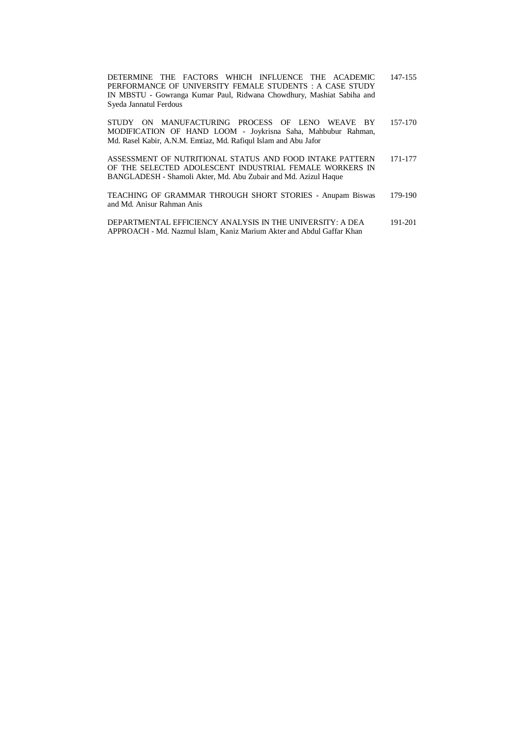| | |
|---|---|
| DETERMINE THE FACTORS WHICH INFLUENCE THE ACADEMIC PERFORMANCE OF UNIVERSITY FEMALE STUDENTS : A CASE STUDY IN MBSTU - Gowranga Kumar Paul, Ridwana Chowdhury, Mashiat Sabiha and Syeda Jannatul Ferdous | 147-155 |
| STUDY ON MANUFACTURING PROCESS OF LENO WEAVE BY MODIFICATION OF HAND LOOM - Joykrisna Saha, Mahbubur Rahman, Md. Rasel Kabir, A.N.M. Emtiaz, Md. Rafiqul Islam and Abu Jafor | 157-170 |
| ASSESSMENT OF NUTRITIONAL STATUS AND FOOD INTAKE PATTERN OF THE SELECTED ADOLESCENT INDUSTRIAL FEMALE WORKERS IN BANGLADESH - Shamoli Akter, Md. Abu Zubair and Md. Azizul Haque | 171-177 |
| TEACHING OF GRAMMAR THROUGH SHORT STORIES - Anupam Biswas and Md. Anisur Rahman Anis | 179-190 |
| DEPARTMENTAL EFFICIENCY ANALYSIS IN THE UNIVERSITY: A DEA APPROACH - Md. Nazmul Islam, Kaniz Marium Akter and Abdul Gaffar Khan | 191-201 |